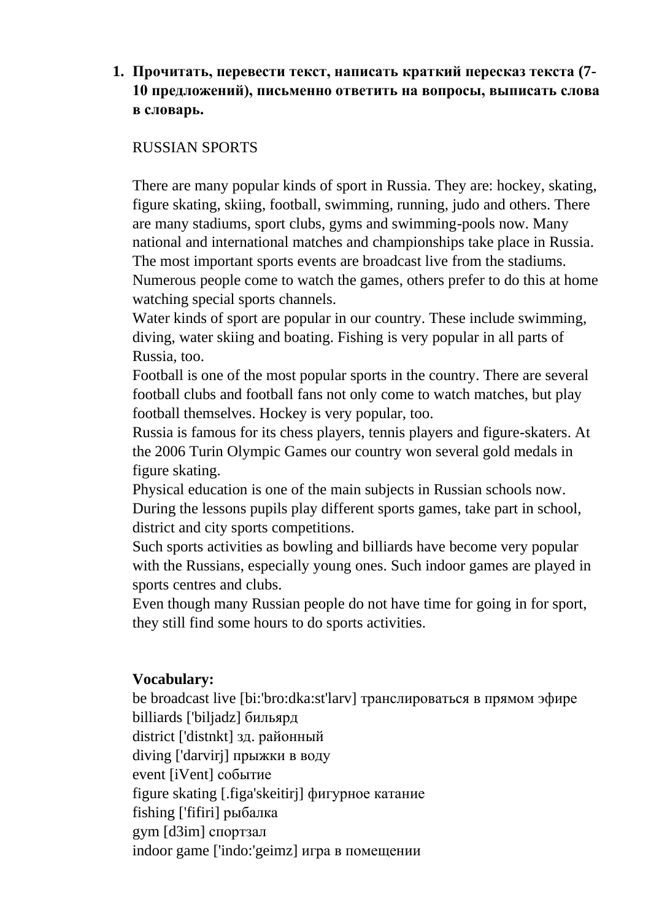1. **Прочитать, перевести текст, написать краткий пересказ текста (7-10 предложений), письменно ответить на вопросы, выписать слова в словарь.**

RUSSIAN SPORTS

There are many popular kinds of sport in Russia. They are: hockey, skating, figure skating, skiing, football, swimming, running, judo and others. There are many stadiums, sport clubs, gyms and swimming-pools now. Many national and international matches and championships take place in Russia. The most important sports events are broadcast live from the stadiums. Numerous people come to watch the games, others prefer to do this at home watching special sports channels.

Water kinds of sport are popular in our country. These include swimming, diving, water skiing and boating. Fishing is very popular in all parts of Russia, too.

Football is one of the most popular sports in the country. There are several football clubs and football fans not only come to watch matches, but play football themselves. Hockey is very popular, too.

Russia is famous for its chess players, tennis players and figure-skaters. At the 2006 Turin Olympic Games our country won several gold medals in figure skating.

Physical education is one of the main subjects in Russian schools now. During the lessons pupils play different sports games, take part in school, district and city sports competitions.

Such sports activities as bowling and billiards have become very popular with the Russians, especially young ones. Such indoor games are played in sports centres and clubs.

Even though many Russian people do not have time for going in for sport, they still find some hours to do sports activities.

**Vocabulary:**

be broadcast live [bi:'bro:dka:st'larv] транслироваться в прямом эфире
billiards ['biljadz] бильярд
district ['distnkt] зд. районный
diving ['darvirj] прыжки в воду
event [iVent] событие
figure skating [.figa'skeitirj] фигурное катание
fishing ['fifiri] рыбалка
gym [d3im] спортзал
indoor game ['indo:'geimz] игра в помещении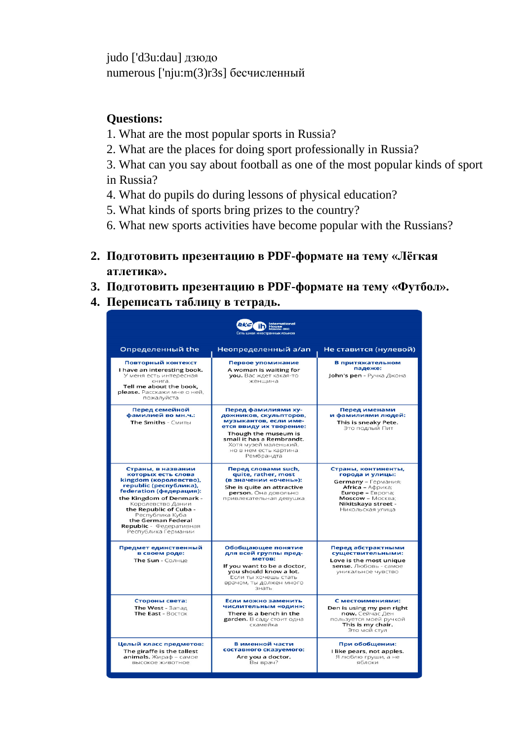judo ['d3u:dau] дзюдо
numerous ['nju:m(3)r3s] бесчисленный

**Questions:**

1. What are the most popular sports in Russia?
2. What are the places for doing sport professionally in Russia?
3. What can you say about football as one of the most popular kinds of sport in Russia?
4. What do pupils do during lessons of physical education?
5. What kinds of sports bring prizes to the country?
6. What new sports activities have become popular with the Russians?

2. **Подготовить презентацию в PDF-формате на тему «Лёгкая атлетика».**
3. **Подготовить презентацию в PDF-формате на тему «Футбол».**
4. **Переписать таблицу в тетрадь.**

BKC ih International House Moscow-ВКС
Сеть школ иностранных языков

| Определенный the | Неопределенный a/an | Не ставится (нулевой) |
|---|---|---|
| **Повторный контекст** I have an interesting book. У меня есть интересная книга. Tell me about the book, please. Расскажи мне о ней, пожалуйста | **Первое упоминание** A woman is waiting for you. Вас ждет какая-то женщина | **В притяжательном падеже:** John's pen - Ручка Джона |
| **Перед семейной фамилией во мн.ч.:** The Smiths - Смиты | **Перед фамилиями художников, скульпторов, музыкантов, если имеется ввиду их творение:** Though the museum is small it has a Rembrandt. Хотя музей маленький, но в нем есть картина Рембрандта | **Перед именами и фамилиями людей:** This is sneaky Pete. Это подлый Пит |
| **Страны, в названии которых есть слова kingdom (королевство), republic (республика), federation (федерация):** the Kingdom of Denmark - Королевство Дании the Republic of Cuba - Республика Куба the German Federal Republic - Федеративная Республика Германии | **Перед словами such, quite, rather, most (в значении «очень»):** She is quite an attractive person. Она довольно привлекательная девушка | **Страны, континенты, города и улицы:** Germany – Германия; Africa – Африка; Europe – Европа; Moscow – Москва; Nikitskaya street - Никольская улица |
| **Предмет единственный в своем роде:** The Sun - Солнце | **Обобщающее понятие для всей группы предметов:** If you want to be a doctor, you should know a lot. Если ты хочешь стать врачом, ты должен много знать | **Перед абстрактными существительными:** Love is the most unique sense. Любовь - самое уникальное чувство |
| **Стороны света:** The West - Запад The East - Восток | **Если можно заменить числительным «один»:** There is a bench in the garden. В саду стоит одна скамейка | **С местоимениями:** Den is using my pen right now. Сейчас Ден пользуется моей ручкой This is my chair. Это мой стул |
| **Целый класс предметов:** The giraffe is the tallest animals. Жираф – самое высокое животное | **В именной части составного сказуемого:** Are you a doctor. Вы врач? | **При обобщении:** I like pears, not apples. Я люблю груши, а не яблоки |